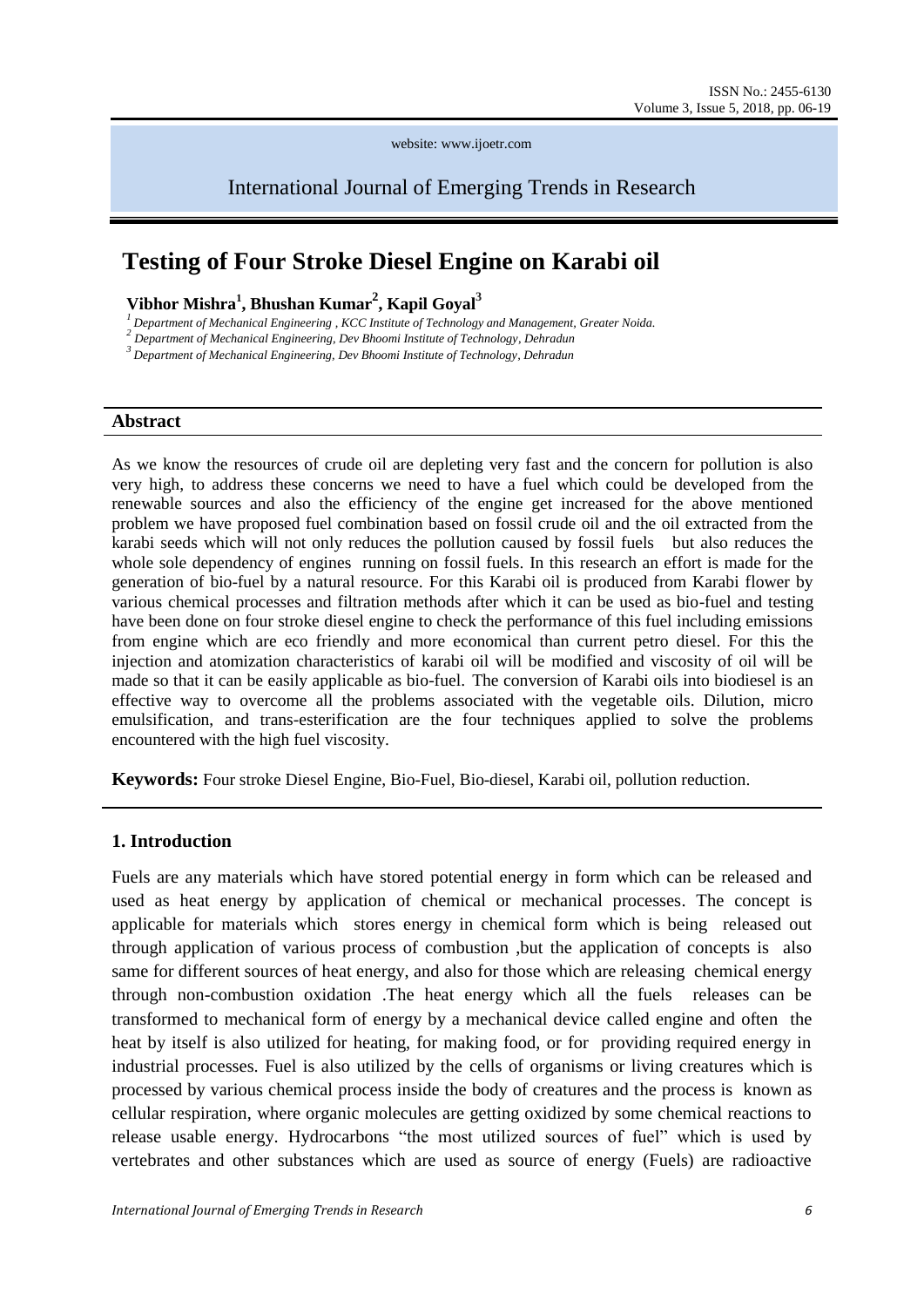# Testing of Four Stroke Diesel Engine on Karabi oil

**Vibhor Mishra[1], Bhushan Kumar[2], Kapil Goyal[3]**

*[1] Department of Mechanical Engineering , KCC Institute of Technology and Management, Greater Noida.*
*[2] Department of Mechanical Engineering, Dev Bhoomi Institute of Technology, Dehradun*
*[3] Department of Mechanical Engineering, Dev Bhoomi Institute of Technology, Dehradun*

## Abstract

As we know the resources of crude oil are depleting very fast and the concern for pollution is also very high, to address these concerns we need to have a fuel which could be developed from the renewable sources and also the efficiency of the engine get increased for the above mentioned problem we have proposed fuel combination based on fossil crude oil and the oil extracted from the karabi seeds which will not only reduces the pollution caused by fossil fuels but also reduces the whole sole dependency of engines running on fossil fuels. In this research an effort is made for the generation of bio-fuel by a natural resource. For this Karabi oil is produced from Karabi flower by various chemical processes and filtration methods after which it can be used as bio-fuel and testing have been done on four stroke diesel engine to check the performance of this fuel including emissions from engine which are eco friendly and more economical than current petro diesel. For this the injection and atomization characteristics of karabi oil will be modified and viscosity of oil will be made so that it can be easily applicable as bio-fuel. The conversion of Karabi oils into biodiesel is an effective way to overcome all the problems associated with the vegetable oils. Dilution, micro emulsification, and trans-esterification are the four techniques applied to solve the problems encountered with the high fuel viscosity.

**Keywords:** Four stroke Diesel Engine, Bio-Fuel, Bio-diesel, Karabi oil, pollution reduction.

## 1. Introduction

Fuels are any materials which have stored potential energy in form which can be released and used as heat energy by application of chemical or mechanical processes. The concept is applicable for materials which stores energy in chemical form which is being released out through application of various process of combustion ,but the application of concepts is also same for different sources of heat energy, and also for those which are releasing chemical energy through non-combustion oxidation .The heat energy which all the fuels releases can be transformed to mechanical form of energy by a mechanical device called engine and often the heat by itself is also utilized for heating, for making food, or for providing required energy in industrial processes. Fuel is also utilized by the cells of organisms or living creatures which is processed by various chemical process inside the body of creatures and the process is known as cellular respiration, where organic molecules are getting oxidized by some chemical reactions to release usable energy. Hydrocarbons "the most utilized sources of fuel" which is used by vertebrates and other substances which are used as source of energy (Fuels) are radioactive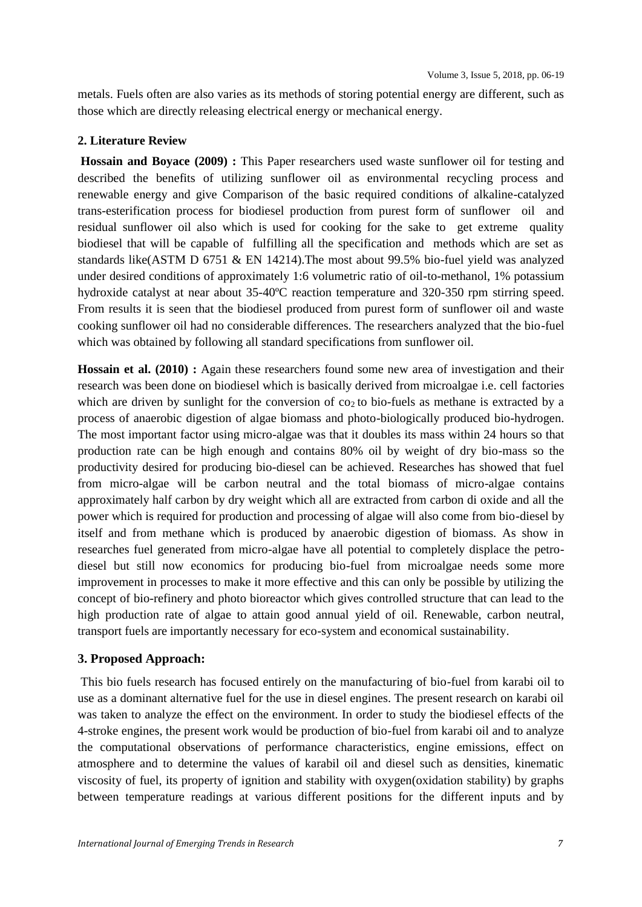metals. Fuels often are also varies as its methods of storing potential energy are different, such as those which are directly releasing electrical energy or mechanical energy.

## 2. Literature Review

**Hossain and Boyace (2009) :** This Paper researchers used waste sunflower oil for testing and described the benefits of utilizing sunflower oil as environmental recycling process and renewable energy and give Comparison of the basic required conditions of alkaline-catalyzed trans-esterification process for biodiesel production from purest form of sunflower oil and residual sunflower oil also which is used for cooking for the sake to get extreme quality biodiesel that will be capable of fulfilling all the specification and methods which are set as standards like(ASTM D 6751 & EN 14214).The most about 99.5% bio-fuel yield was analyzed under desired conditions of approximately 1:6 volumetric ratio of oil-to-methanol, 1% potassium hydroxide catalyst at near about 35-40ºC reaction temperature and 320-350 rpm stirring speed. From results it is seen that the biodiesel produced from purest form of sunflower oil and waste cooking sunflower oil had no considerable differences. The researchers analyzed that the bio-fuel which was obtained by following all standard specifications from sunflower oil.

**Hossain et al. (2010) :** Again these researchers found some new area of investigation and their research was been done on biodiesel which is basically derived from microalgae i.e. cell factories which are driven by sunlight for the conversion of $co_2$ to bio-fuels as methane is extracted by a process of anaerobic digestion of algae biomass and photo-biologically produced bio-hydrogen. The most important factor using micro-algae was that it doubles its mass within 24 hours so that production rate can be high enough and contains 80% oil by weight of dry bio-mass so the productivity desired for producing bio-diesel can be achieved. Researches has showed that fuel from micro-algae will be carbon neutral and the total biomass of micro-algae contains approximately half carbon by dry weight which all are extracted from carbon di oxide and all the power which is required for production and processing of algae will also come from bio-diesel by itself and from methane which is produced by anaerobic digestion of biomass. As show in researches fuel generated from micro-algae have all potential to completely displace the petro-diesel but still now economics for producing bio-fuel from microalgae needs some more improvement in processes to make it more effective and this can only be possible by utilizing the concept of bio-refinery and photo bioreactor which gives controlled structure that can lead to the high production rate of algae to attain good annual yield of oil. Renewable, carbon neutral, transport fuels are importantly necessary for eco-system and economical sustainability.

## 3. Proposed Approach:

This bio fuels research has focused entirely on the manufacturing of bio-fuel from karabi oil to use as a dominant alternative fuel for the use in diesel engines. The present research on karabi oil was taken to analyze the effect on the environment. In order to study the biodiesel effects of the 4-stroke engines, the present work would be production of bio-fuel from karabi oil and to analyze the computational observations of performance characteristics, engine emissions, effect on atmosphere and to determine the values of karabil oil and diesel such as densities, kinematic viscosity of fuel, its property of ignition and stability with oxygen(oxidation stability) by graphs between temperature readings at various different positions for the different inputs and by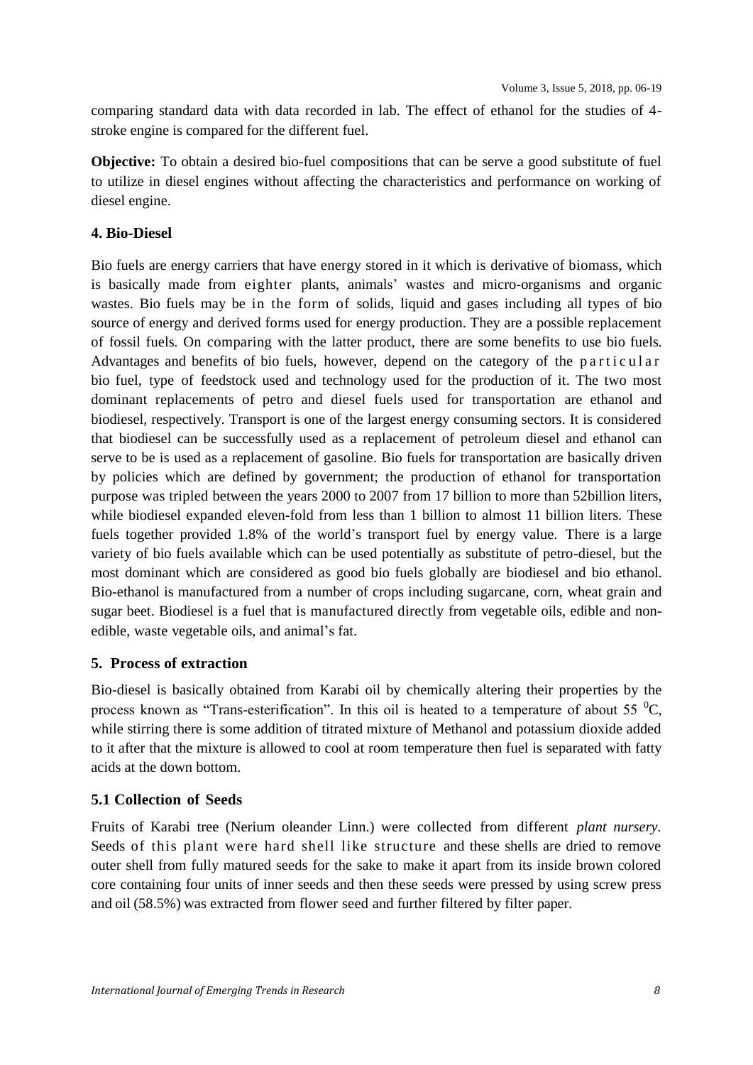comparing standard data with data recorded in lab. The effect of ethanol for the studies of 4-stroke engine is compared for the different fuel.

**Objective:** To obtain a desired bio-fuel compositions that can be serve a good substitute of fuel to utilize in diesel engines without affecting the characteristics and performance on working of diesel engine.

## 4. Bio-Diesel

Bio fuels are energy carriers that have energy stored in it which is derivative of biomass, which is basically made from eighter plants, animals' wastes and micro-organisms and organic wastes. Bio fuels may be in the form of solids, liquid and gases including all types of bio source of energy and derived forms used for energy production. They are a possible replacement of fossil fuels. On comparing with the latter product, there are some benefits to use bio fuels. Advantages and benefits of bio fuels, however, depend on the category of the particular bio fuel, type of feedstock used and technology used for the production of it. The two most dominant replacements of petro and diesel fuels used for transportation are ethanol and biodiesel, respectively. Transport is one of the largest energy consuming sectors. It is considered that biodiesel can be successfully used as a replacement of petroleum diesel and ethanol can serve to be is used as a replacement of gasoline. Bio fuels for transportation are basically driven by policies which are defined by government; the production of ethanol for transportation purpose was tripled between the years 2000 to 2007 from 17 billion to more than 52billion liters, while biodiesel expanded eleven-fold from less than 1 billion to almost 11 billion liters. These fuels together provided 1.8% of the world's transport fuel by energy value. There is a large variety of bio fuels available which can be used potentially as substitute of petro-diesel, but the most dominant which are considered as good bio fuels globally are biodiesel and bio ethanol. Bio-ethanol is manufactured from a number of crops including sugarcane, corn, wheat grain and sugar beet. Biodiesel is a fuel that is manufactured directly from vegetable oils, edible and non-edible, waste vegetable oils, and animal's fat.

## 5. Process of extraction

Bio-diesel is basically obtained from Karabi oil by chemically altering their properties by the process known as "Trans-esterification". In this oil is heated to a temperature of about 55 $^0$C, while stirring there is some addition of titrated mixture of Methanol and potassium dioxide added to it after that the mixture is allowed to cool at room temperature then fuel is separated with fatty acids at the down bottom.

### 5.1 Collection of Seeds

Fruits of Karabi tree (Nerium oleander Linn.) were collected from different *plant nursery*. Seeds of this plant were hard shell like structure and these shells are dried to remove outer shell from fully matured seeds for the sake to make it apart from its inside brown colored core containing four units of inner seeds and then these seeds were pressed by using screw press and oil (58.5%) was extracted from flower seed and further filtered by filter paper.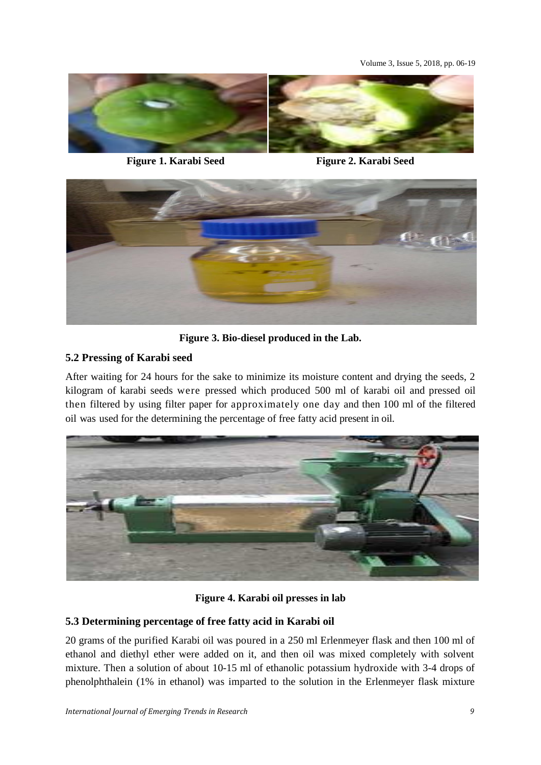Figure 1. Karabi Seed

Figure 2. Karabi Seed

Figure 3. Bio-diesel produced in the Lab.

## 5.2 Pressing of Karabi seed

After waiting for 24 hours for the sake to minimize its moisture content and drying the seeds, 2 kilogram of karabi seeds were pressed which produced 500 ml of karabi oil and pressed oil then filtered by using filter paper for approximately one day and then 100 ml of the filtered oil was used for the determining the percentage of free fatty acid present in oil.

Figure 4. Karabi oil presses in lab

## 5.3 Determining percentage of free fatty acid in Karabi oil

20 grams of the purified Karabi oil was poured in a 250 ml Erlenmeyer flask and then 100 ml of ethanol and diethyl ether were added on it, and then oil was mixed completely with solvent mixture. Then a solution of about 10-15 ml of ethanolic potassium hydroxide with 3-4 drops of phenolphthalein (1% in ethanol) was imparted to the solution in the Erlenmeyer flask mixture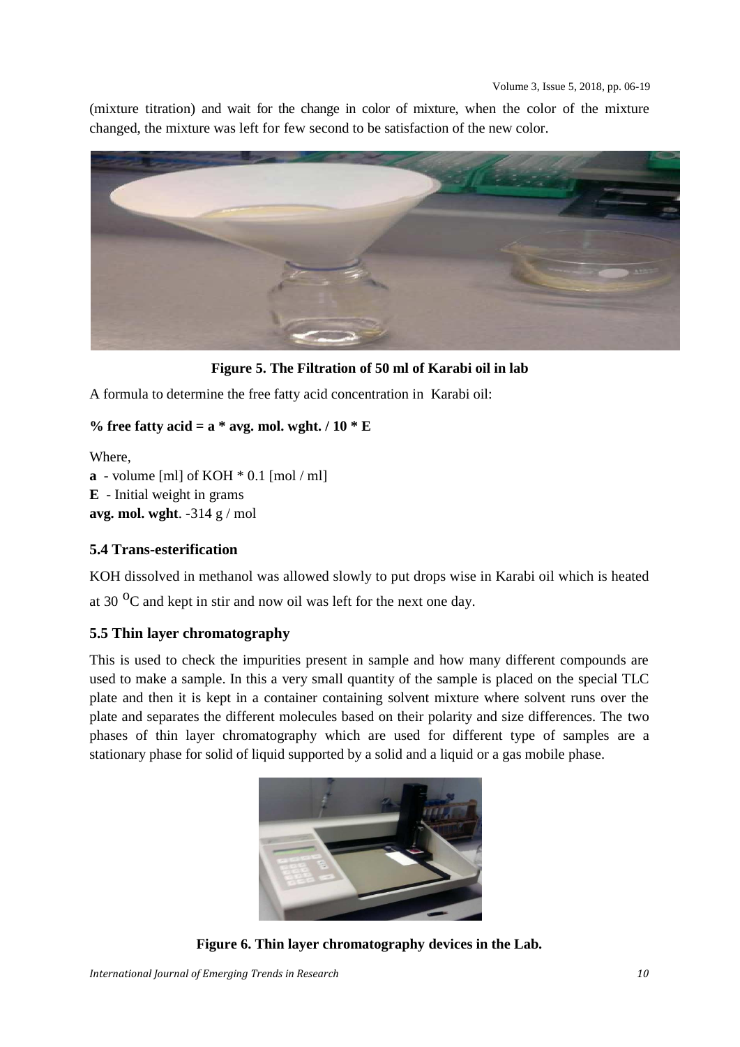(mixture titration) and wait for the change in color of mixture, when the color of the mixture changed, the mixture was left for few second to be satisfaction of the new color.

**Figure 5. The Filtration of 50 ml of Karabi oil in lab**

A formula to determine the free fatty acid concentration in Karabi oil:

**% free fatty acid = a * avg. mol. wght. / 10 * E**

Where,

**a** - volume [ml] of KOH * 0.1 [mol / ml]

**E** - Initial weight in grams

**avg. mol. wght**. -314 g / mol

### 5.4 Trans-esterification

KOH dissolved in methanol was allowed slowly to put drops wise in Karabi oil which is heated at 30 $^{o}$C and kept in stir and now oil was left for the next one day.

### 5.5 Thin layer chromatography

This is used to check the impurities present in sample and how many different compounds are used to make a sample. In this a very small quantity of the sample is placed on the special TLC plate and then it is kept in a container containing solvent mixture where solvent runs over the plate and separates the different molecules based on their polarity and size differences. The two phases of thin layer chromatography which are used for different type of samples are a stationary phase for solid of liquid supported by a solid and a liquid or a gas mobile phase.

**Figure 6. Thin layer chromatography devices in the Lab.**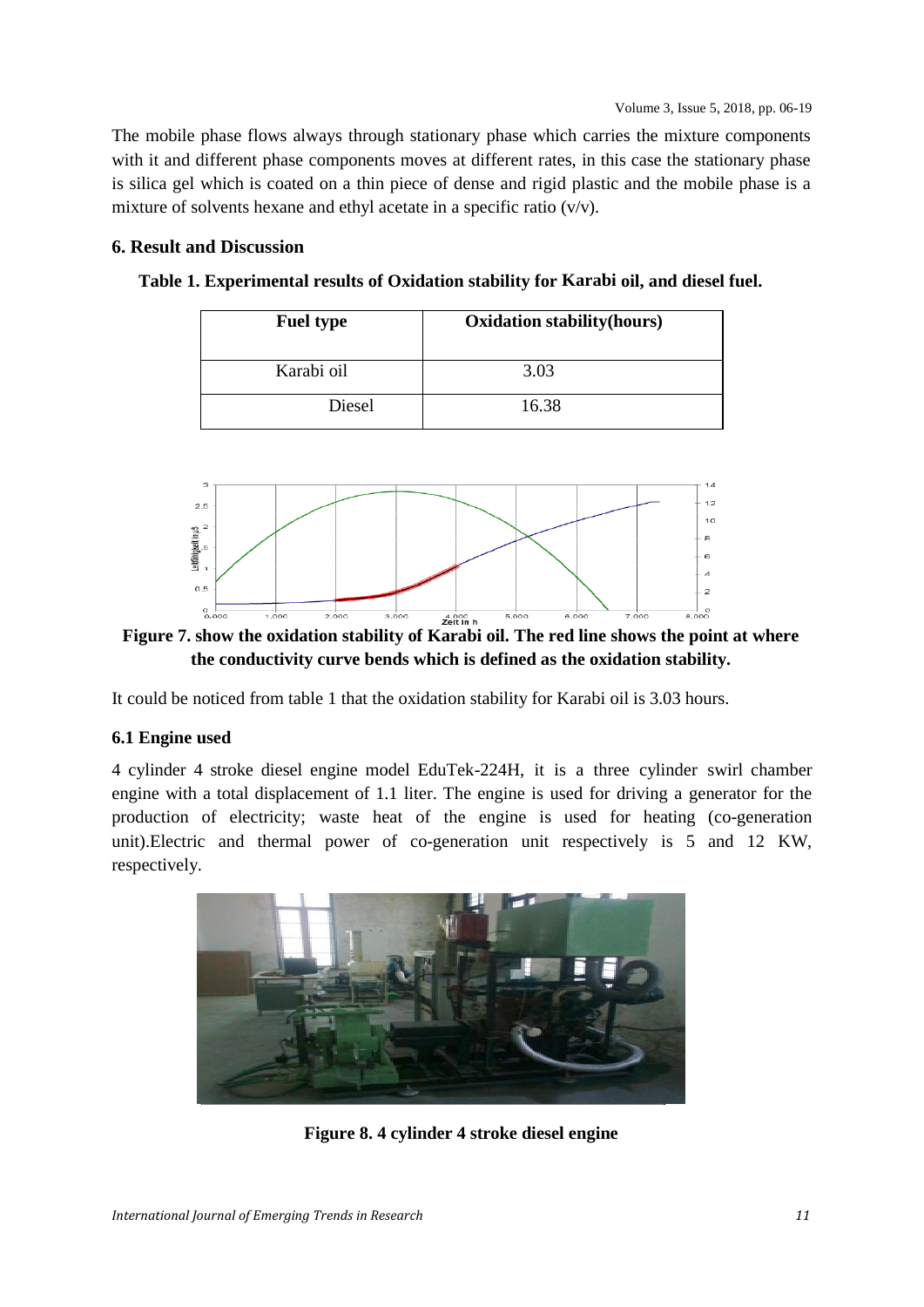The mobile phase flows always through stationary phase which carries the mixture components with it and different phase components moves at different rates, in this case the stationary phase is silica gel which is coated on a thin piece of dense and rigid plastic and the mobile phase is a mixture of solvents hexane and ethyl acetate in a specific ratio (v/v).

## 6. Result and Discussion

**Table 1. Experimental results of Oxidation stability for Karabi oil, and diesel fuel.**

| Fuel type | Oxidation stability(hours) |
|---|---|
| Karabi oil | 3.03 |
| Diesel | 16.38 |

**Figure 7. show the oxidation stability of Karabi oil. The red line shows the point at where the conductivity curve bends which is defined as the oxidation stability.**

It could be noticed from table 1 that the oxidation stability for Karabi oil is 3.03 hours.

### 6.1 Engine used

4 cylinder 4 stroke diesel engine model EduTek-224H, it is a three cylinder swirl chamber engine with a total displacement of 1.1 liter. The engine is used for driving a generator for the production of electricity; waste heat of the engine is used for heating (co-generation unit).Electric and thermal power of co-generation unit respectively is 5 and 12 KW, respectively.

**Figure 8. 4 cylinder 4 stroke diesel engine**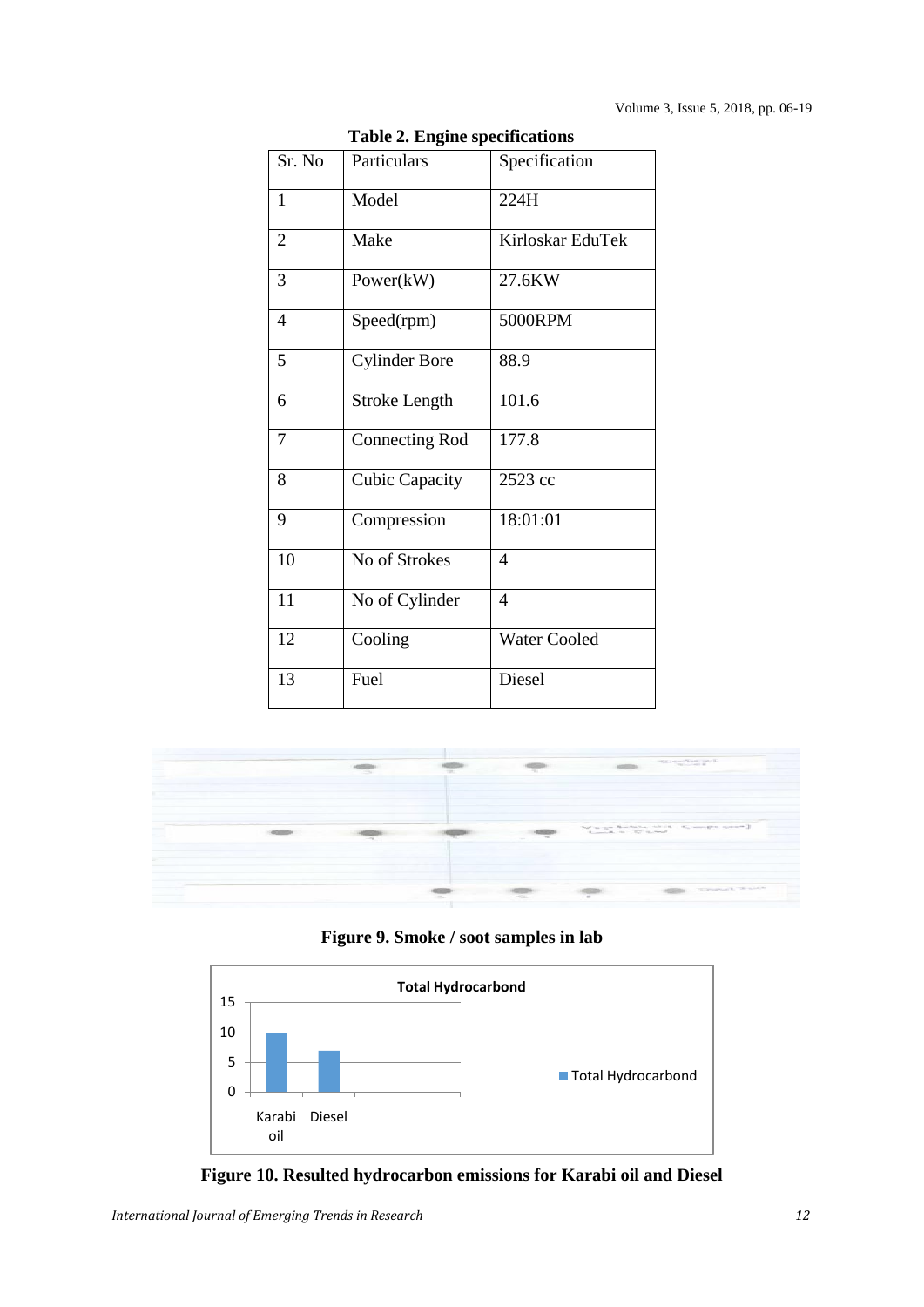**Table 2. Engine specifications**

| Sr. No | Particulars | Specification |
| --- | --- | --- |
| 1 | Model | 224H |
| 2 | Make | Kirloskar EduTek |
| 3 | Power(kW) | 27.6KW |
| 4 | Speed(rpm) | 5000RPM |
| 5 | Cylinder Bore | 88.9 |
| 6 | Stroke Length | 101.6 |
| 7 | Connecting Rod | 177.8 |
| 8 | Cubic Capacity | 2523 cc |
| 9 | Compression | 18:01:01 |
| 10 | No of Strokes | 4 |
| 11 | No of Cylinder | 4 |
| 12 | Cooling | Water Cooled |
| 13 | Fuel | Diesel |

**Figure 9. Smoke / soot samples in lab**

**Figure 10. Resulted hydrocarbon emissions for Karabi oil and Diesel**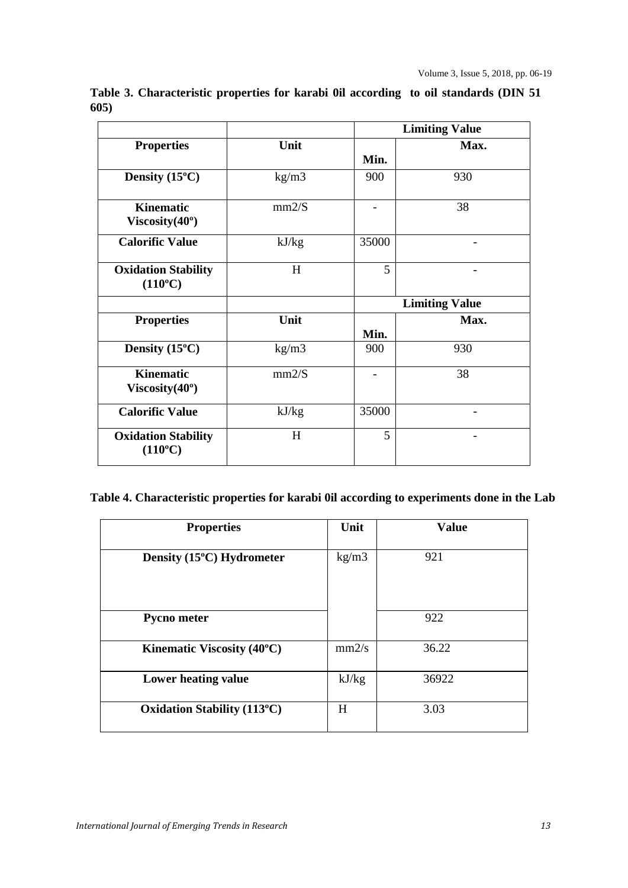**Table 3. Characteristic properties for karabi 0il according to oil standards (DIN 51 605)**

| | | Limiting Value | |
|---|---|---|---|
| **Properties** | **Unit** | **Min.** | **Max.** |
| **Density (15ºC)** | kg/m3 | 900 | 930 |
| **Kinematic Viscosity(40º)** | mm2/S | - | 38 |
| **Calorific Value** | kJ/kg | 35000 | - |
| **Oxidation Stability (110ºC)** | H | 5 | - |
| | | **Limiting Value** | |
| **Properties** | **Unit** | **Min.** | **Max.** |
| **Density (15ºC)** | kg/m3 | 900 | 930 |
| **Kinematic Viscosity(40º)** | mm2/S | - | 38 |
| **Calorific Value** | kJ/kg | 35000 | - |
| **Oxidation Stability (110ºC)** | H | 5 | - |

**Table 4. Characteristic properties for karabi 0il according to experiments done in the Lab**

| Properties | Unit | Value |
|---|---|---|
| **Density (15ºC) Hydrometer** | kg/m3 | 921 |
| **Pycno meter** | | 922 |
| **Kinematic Viscosity (40ºC)** | mm2/s | 36.22 |
| **Lower heating value** | kJ/kg | 36922 |
| **Oxidation Stability (113ºC)** | H | 3.03 |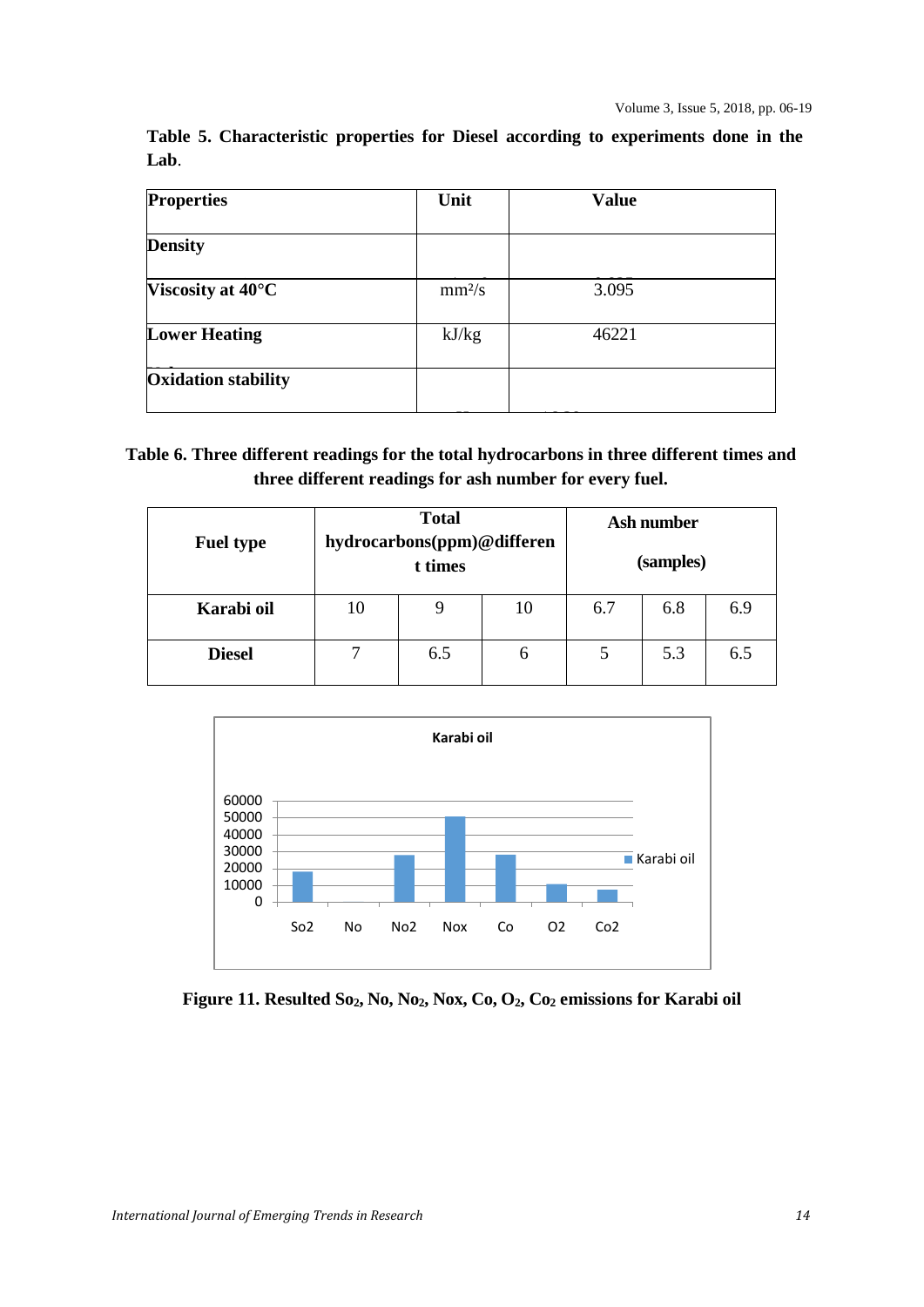**Table 5. Characteristic properties for Diesel according to experiments done in the Lab.**

| Properties | Unit | Value |
|---|---|---|
| **Density** | | |
| **Viscosity at 40°C** | mm²/s | 3.095 |
| **Lower Heating** | kJ/kg | 46221 |
| **Oxidation stability** | | |

**Table 6. Three different readings for the total hydrocarbons in three different times and three different readings for ash number for every fuel.**

| Fuel type | Total hydrocarbons(ppm)@different times | | | Ash number (samples) | | |
|---|---|---|---|---|---|---|
| **Karabi oil** | 10 | 9 | 10 | 6.7 | 6.8 | 6.9 |
| **Diesel** | 7 | 6.5 | 6 | 5 | 5.3 | 6.5 |

**Figure 11. Resulted $So_2$, No, $No_2$, Nox, Co, $O_2$, $Co_2$ emissions for Karabi oil**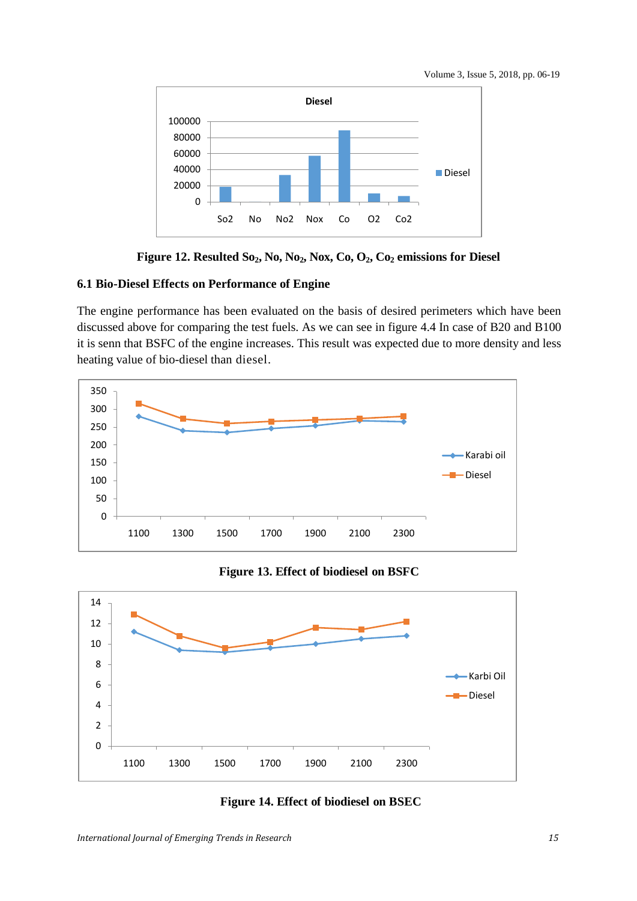**Figure 12. Resulted $So_2$, No, $No_2$, Nox, Co, $O_2$, $Co_2$ emissions for Diesel**

### 6.1 Bio-Diesel Effects on Performance of Engine

The engine performance has been evaluated on the basis of desired perimeters which have been discussed above for comparing the test fuels. As we can see in figure 4.4 In case of B20 and B100 it is senn that BSFC of the engine increases. This result was expected due to more density and less heating value of bio-diesel than diesel.

**Figure 13. Effect of biodiesel on BSFC**

**Figure 14. Effect of biodiesel on BSEC**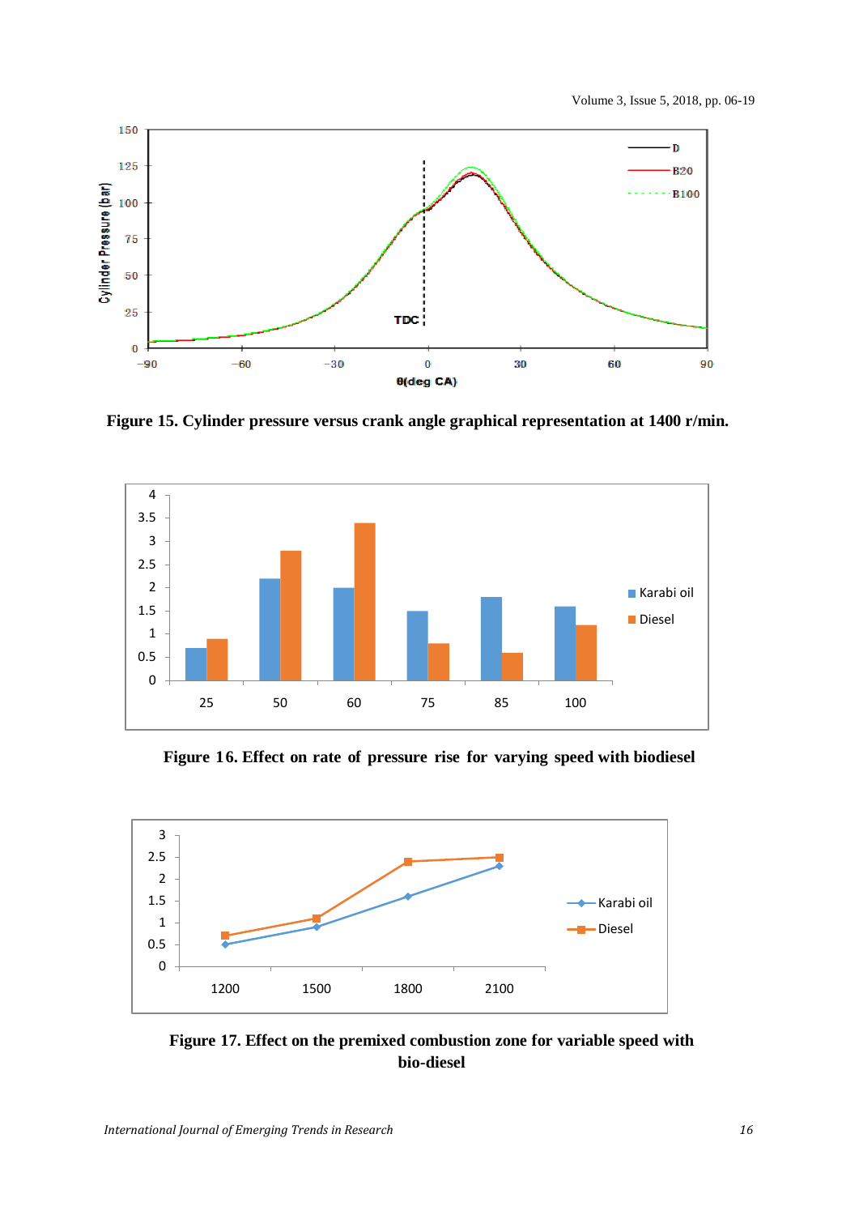Figure 15. Cylinder pressure versus crank angle graphical representation at 1400 r/min.

Figure 16. Effect on rate of pressure rise for varying speed with biodiesel

Figure 17. Effect on the premixed combustion zone for variable speed with bio-diesel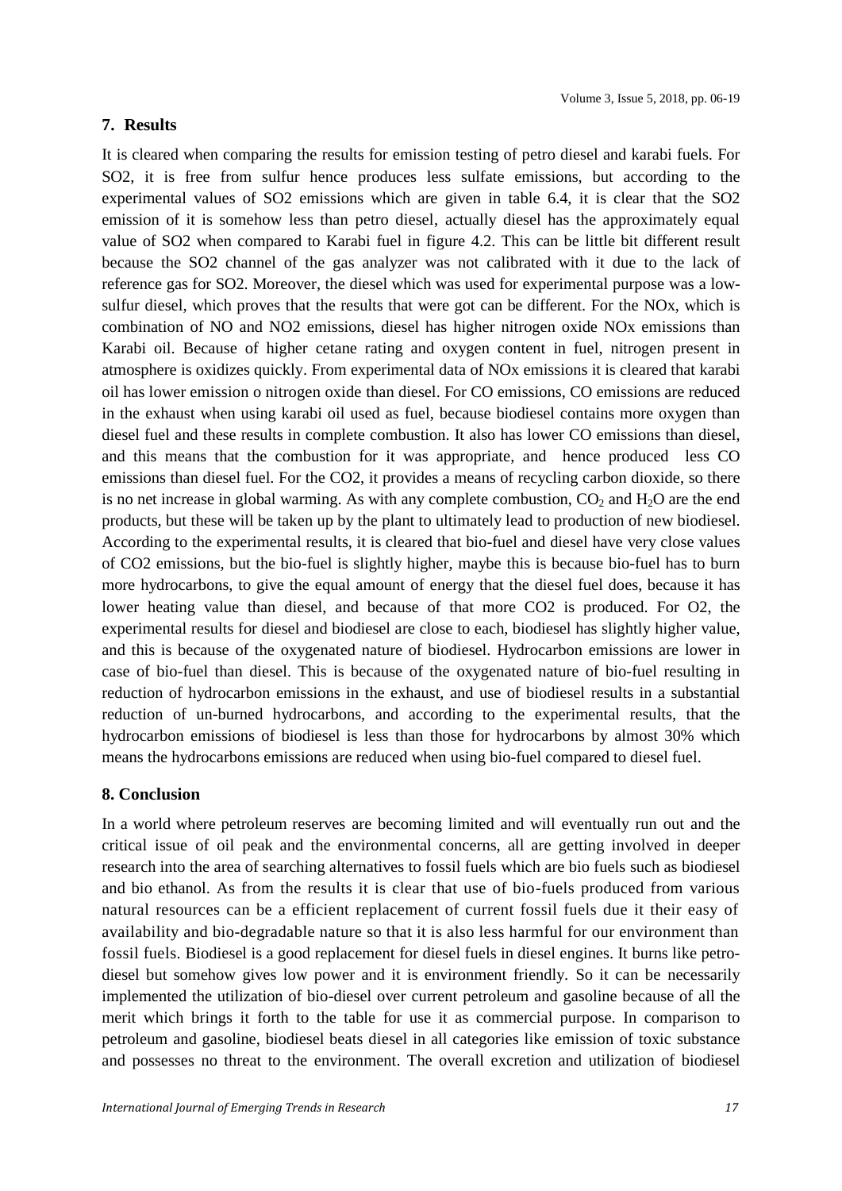## 7. Results

It is cleared when comparing the results for emission testing of petro diesel and karabi fuels. For SO2, it is free from sulfur hence produces less sulfate emissions, but according to the experimental values of SO2 emissions which are given in table 6.4, it is clear that the SO2 emission of it is somehow less than petro diesel, actually diesel has the approximately equal value of SO2 when compared to Karabi fuel in figure 4.2. This can be little bit different result because the SO2 channel of the gas analyzer was not calibrated with it due to the lack of reference gas for SO2. Moreover, the diesel which was used for experimental purpose was a low-sulfur diesel, which proves that the results that were got can be different. For the NOx, which is combination of NO and NO2 emissions, diesel has higher nitrogen oxide NOx emissions than Karabi oil. Because of higher cetane rating and oxygen content in fuel, nitrogen present in atmosphere is oxidizes quickly. From experimental data of NOx emissions it is cleared that karabi oil has lower emission o nitrogen oxide than diesel. For CO emissions, CO emissions are reduced in the exhaust when using karabi oil used as fuel, because biodiesel contains more oxygen than diesel fuel and these results in complete combustion. It also has lower CO emissions than diesel, and this means that the combustion for it was appropriate, and hence produced less CO emissions than diesel fuel. For the CO2, it provides a means of recycling carbon dioxide, so there is no net increase in global warming. As with any complete combustion, $CO_2$ and $H_2O$ are the end products, but these will be taken up by the plant to ultimately lead to production of new biodiesel. According to the experimental results, it is cleared that bio-fuel and diesel have very close values of CO2 emissions, but the bio-fuel is slightly higher, maybe this is because bio-fuel has to burn more hydrocarbons, to give the equal amount of energy that the diesel fuel does, because it has lower heating value than diesel, and because of that more CO2 is produced. For O2, the experimental results for diesel and biodiesel are close to each, biodiesel has slightly higher value, and this is because of the oxygenated nature of biodiesel. Hydrocarbon emissions are lower in case of bio-fuel than diesel. This is because of the oxygenated nature of bio-fuel resulting in reduction of hydrocarbon emissions in the exhaust, and use of biodiesel results in a substantial reduction of un-burned hydrocarbons, and according to the experimental results, that the hydrocarbon emissions of biodiesel is less than those for hydrocarbons by almost 30% which means the hydrocarbons emissions are reduced when using bio-fuel compared to diesel fuel.

## 8. Conclusion

In a world where petroleum reserves are becoming limited and will eventually run out and the critical issue of oil peak and the environmental concerns, all are getting involved in deeper research into the area of searching alternatives to fossil fuels which are bio fuels such as biodiesel and bio ethanol. As from the results it is clear that use of bio-fuels produced from various natural resources can be a efficient replacement of current fossil fuels due it their easy of availability and bio-degradable nature so that it is also less harmful for our environment than fossil fuels. Biodiesel is a good replacement for diesel fuels in diesel engines. It burns like petro-diesel but somehow gives low power and it is environment friendly. So it can be necessarily implemented the utilization of bio-diesel over current petroleum and gasoline because of all the merit which brings it forth to the table for use it as commercial purpose. In comparison to petroleum and gasoline, biodiesel beats diesel in all categories like emission of toxic substance and possesses no threat to the environment. The overall excretion and utilization of biodiesel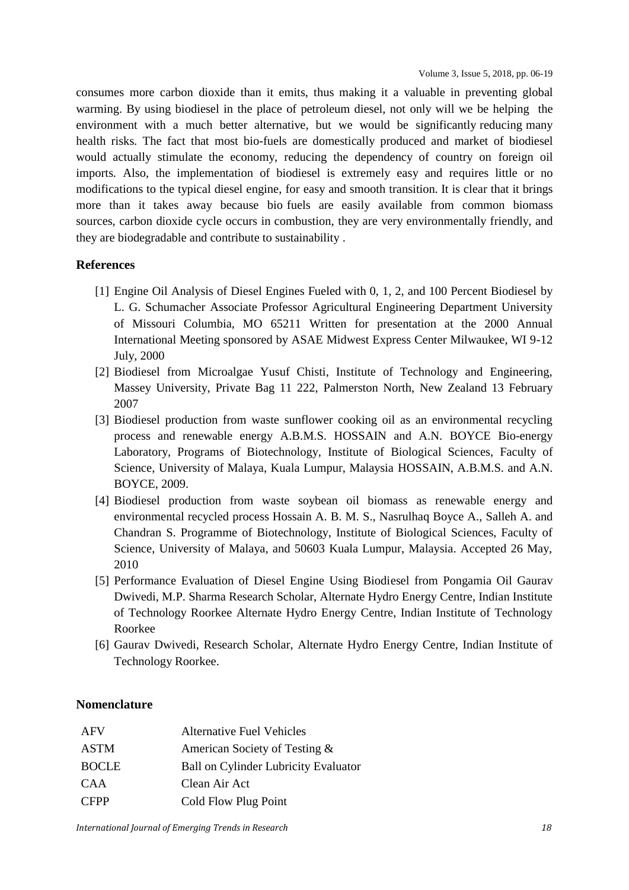consumes more carbon dioxide than it emits, thus making it a valuable in preventing global warming. By using biodiesel in the place of petroleum diesel, not only will we be helping the environment with a much better alternative, but we would be significantly reducing many health risks. The fact that most bio-fuels are domestically produced and market of biodiesel would actually stimulate the economy, reducing the dependency of country on foreign oil imports. Also, the implementation of biodiesel is extremely easy and requires little or no modifications to the typical diesel engine, for easy and smooth transition. It is clear that it brings more than it takes away because bio fuels are easily available from common biomass sources, carbon dioxide cycle occurs in combustion, they are very environmentally friendly, and they are biodegradable and contribute to sustainability .

## References

[1] Engine Oil Analysis of Diesel Engines Fueled with 0, 1, 2, and 100 Percent Biodiesel by L. G. Schumacher Associate Professor Agricultural Engineering Department University of Missouri Columbia, MO 65211 Written for presentation at the 2000 Annual International Meeting sponsored by ASAE Midwest Express Center Milwaukee, WI 9-12 July, 2000

[2] Biodiesel from Microalgae Yusuf Chisti, Institute of Technology and Engineering, Massey University, Private Bag 11 222, Palmerston North, New Zealand 13 February 2007

[3] Biodiesel production from waste sunflower cooking oil as an environmental recycling process and renewable energy A.B.M.S. HOSSAIN and A.N. BOYCE Bio-energy Laboratory, Programs of Biotechnology, Institute of Biological Sciences, Faculty of Science, University of Malaya, Kuala Lumpur, Malaysia HOSSAIN, A.B.M.S. and A.N. BOYCE, 2009.

[4] Biodiesel production from waste soybean oil biomass as renewable energy and environmental recycled process Hossain A. B. M. S., Nasrulhaq Boyce A., Salleh A. and Chandran S. Programme of Biotechnology, Institute of Biological Sciences, Faculty of Science, University of Malaya, and 50603 Kuala Lumpur, Malaysia. Accepted 26 May, 2010

[5] Performance Evaluation of Diesel Engine Using Biodiesel from Pongamia Oil Gaurav Dwivedi, M.P. Sharma Research Scholar, Alternate Hydro Energy Centre, Indian Institute of Technology Roorkee Alternate Hydro Energy Centre, Indian Institute of Technology Roorkee

[6] Gaurav Dwivedi, Research Scholar, Alternate Hydro Energy Centre, Indian Institute of Technology Roorkee.

## Nomenclature

| | |
|---|---|
| AFV | Alternative Fuel Vehicles |
| ASTM | American Society of Testing & |
| BOCLE | Ball on Cylinder Lubricity Evaluator |
| CAA | Clean Air Act |
| CFPP | Cold Flow Plug Point |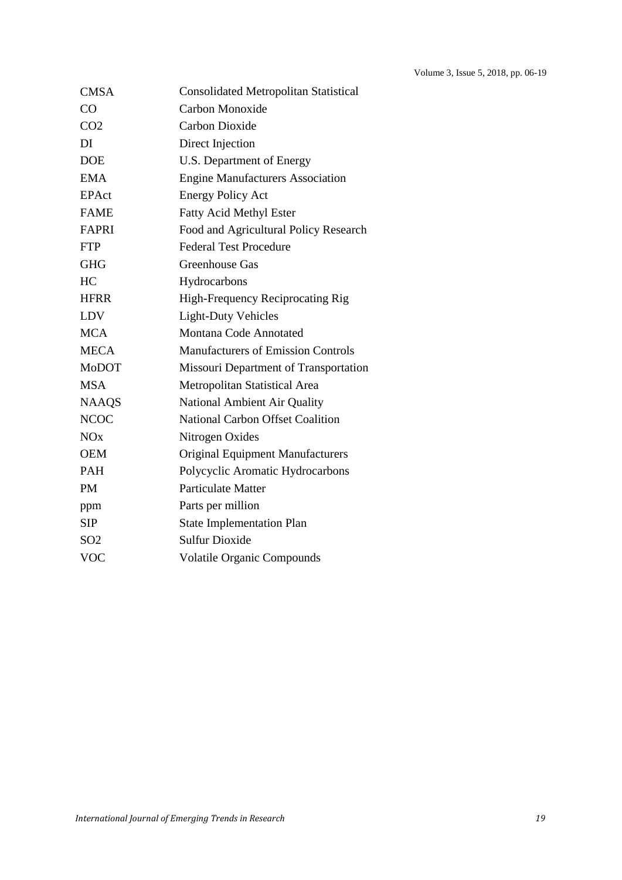| | |
|---|---|
| CMSA | Consolidated Metropolitan Statistical |
| CO | Carbon Monoxide |
| $CO_2$ | Carbon Dioxide |
| DI | Direct Injection |
| DOE | U.S. Department of Energy |
| EMA | Engine Manufacturers Association |
| EPAct | Energy Policy Act |
| FAME | Fatty Acid Methyl Ester |
| FAPRI | Food and Agricultural Policy Research |
| FTP | Federal Test Procedure |
| GHG | Greenhouse Gas |
| HC | Hydrocarbons |
| HFRR | High-Frequency Reciprocating Rig |
| LDV | Light-Duty Vehicles |
| MCA | Montana Code Annotated |
| MECA | Manufacturers of Emission Controls |
| MoDOT | Missouri Department of Transportation |
| MSA | Metropolitan Statistical Area |
| NAAQS | National Ambient Air Quality |
| NCOC | National Carbon Offset Coalition |
| $NO_x$ | Nitrogen Oxides |
| OEM | Original Equipment Manufacturers |
| PAH | Polycyclic Aromatic Hydrocarbons |
| PM | Particulate Matter |
| ppm | Parts per million |
| SIP | State Implementation Plan |
| $SO_2$ | Sulfur Dioxide |
| VOC | Volatile Organic Compounds |